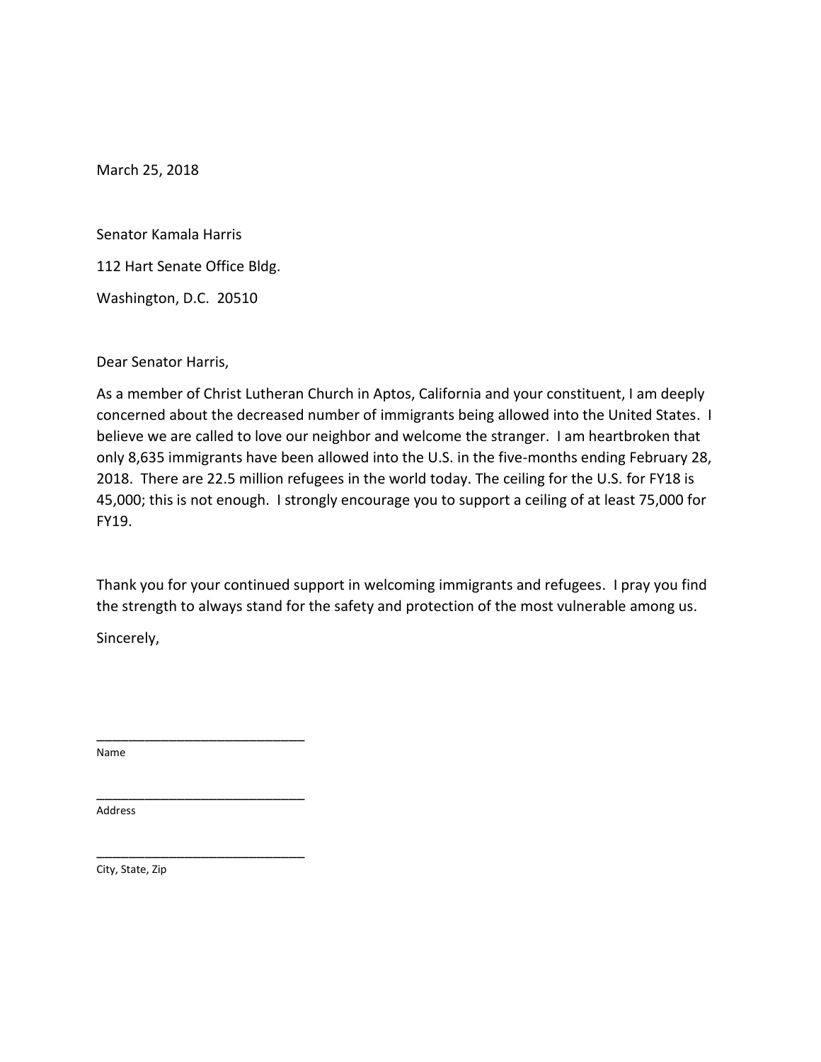March 25, 2018

Senator Kamala Harris

112 Hart Senate Office Bldg.

Washington, D.C.  20510

Dear Senator Harris,

As a member of Christ Lutheran Church in Aptos, California and your constituent, I am deeply concerned about the decreased number of immigrants being allowed into the United States. I believe we are called to love our neighbor and welcome the stranger. I am heartbroken that only 8,635 immigrants have been allowed into the U.S. in the five-months ending February 28, 2018. There are 22.5 million refugees in the world today. The ceiling for the U.S. for FY18 is 45,000; this is not enough. I strongly encourage you to support a ceiling of at least 75,000 for FY19.

Thank you for your continued support in welcoming immigrants and refugees. I pray you find the strength to always stand for the safety and protection of the most vulnerable among us.

Sincerely,

\_\_\_\_\_\_\_\_\_\_\_\_\_\_\_\_\_\_\_\_\_\_\_\_\_\_\_\_\_\_

Name

\_\_\_\_\_\_\_\_\_\_\_\_\_\_\_\_\_\_\_\_\_\_\_\_\_\_\_\_\_\_

Address

\_\_\_\_\_\_\_\_\_\_\_\_\_\_\_\_\_\_\_\_\_\_\_\_\_\_\_\_\_\_

City, State, Zip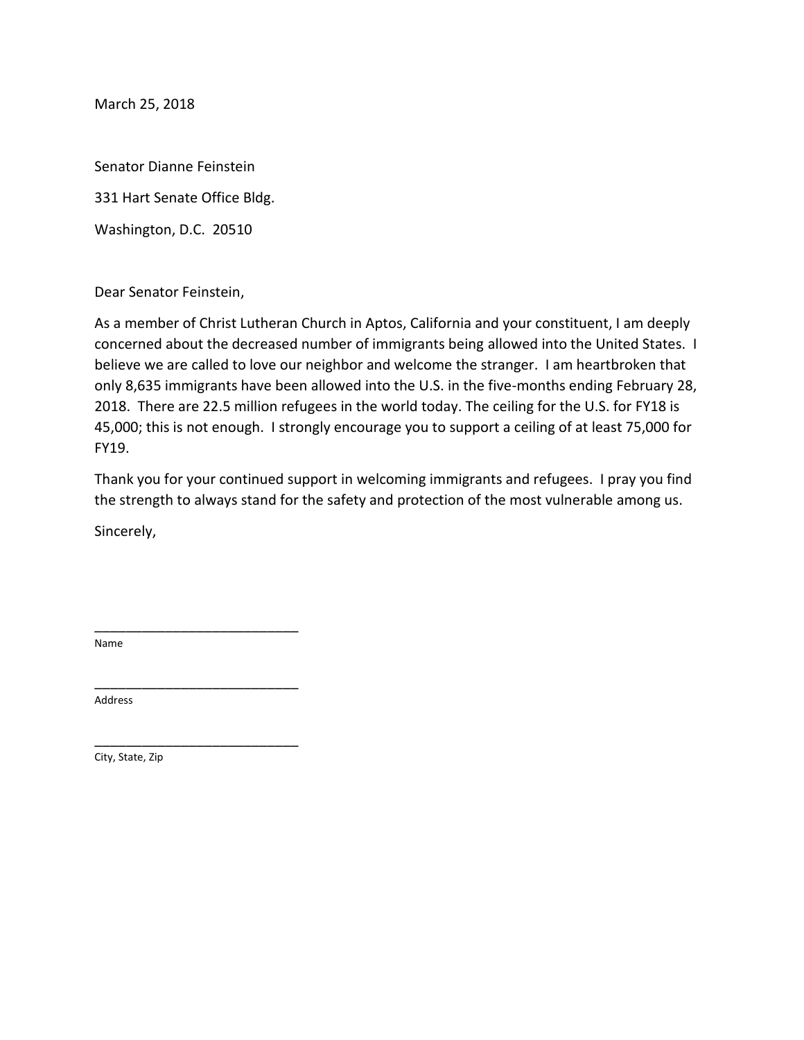March 25, 2018

Senator Dianne Feinstein

331 Hart Senate Office Bldg.

Washington, D.C. 20510

Dear Senator Feinstein,

As a member of Christ Lutheran Church in Aptos, California and your constituent, I am deeply concerned about the decreased number of immigrants being allowed into the United States. I believe we are called to love our neighbor and welcome the stranger. I am heartbroken that only 8,635 immigrants have been allowed into the U.S. in the five-months ending February 28, 2018. There are 22.5 million refugees in the world today. The ceiling for the U.S. for FY18 is 45,000; this is not enough. I strongly encourage you to support a ceiling of at least 75,000 for FY19.

Thank you for your continued support in welcoming immigrants and refugees. I pray you find the strength to always stand for the safety and protection of the most vulnerable among us.

Sincerely,

_____________________________
Name

_____________________________
Address

_____________________________
City, State, Zip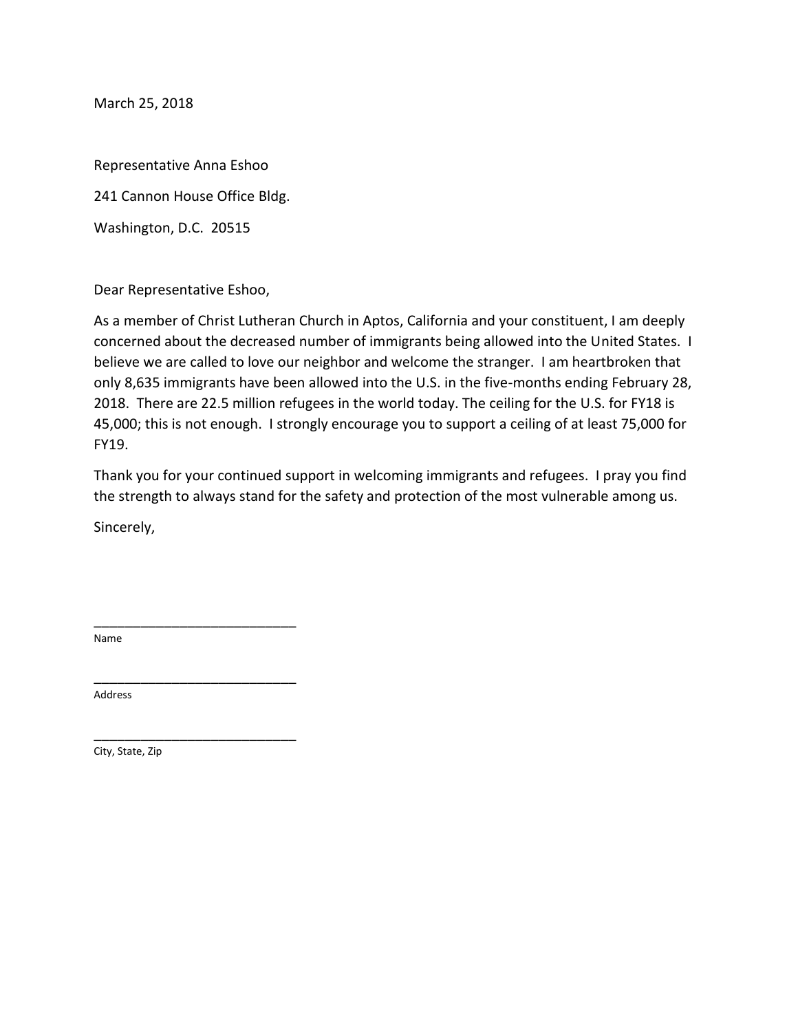March 25, 2018

Representative Anna Eshoo

241 Cannon House Office Bldg.

Washington, D.C. 20515

Dear Representative Eshoo,

As a member of Christ Lutheran Church in Aptos, California and your constituent, I am deeply concerned about the decreased number of immigrants being allowed into the United States. I believe we are called to love our neighbor and welcome the stranger. I am heartbroken that only 8,635 immigrants have been allowed into the U.S. in the five-months ending February 28, 2018. There are 22.5 million refugees in the world today. The ceiling for the U.S. for FY18 is 45,000; this is not enough. I strongly encourage you to support a ceiling of at least 75,000 for FY19.

Thank you for your continued support in welcoming immigrants and refugees. I pray you find the strength to always stand for the safety and protection of the most vulnerable among us.

Sincerely,

\_\_\_\_\_\_\_\_\_\_\_\_\_\_\_\_\_\_\_\_\_\_\_\_\_\_\_\_
Name

\_\_\_\_\_\_\_\_\_\_\_\_\_\_\_\_\_\_\_\_\_\_\_\_\_\_\_\_
Address

\_\_\_\_\_\_\_\_\_\_\_\_\_\_\_\_\_\_\_\_\_\_\_\_\_\_\_\_
City, State, Zip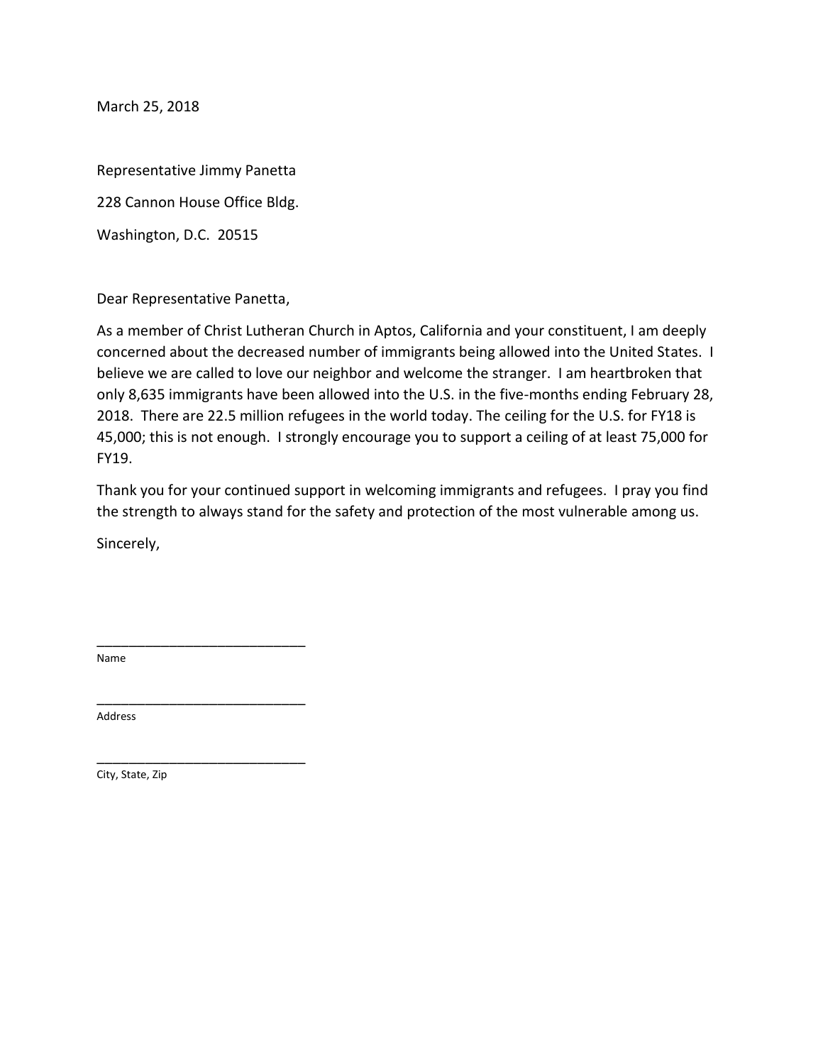March 25, 2018

Representative Jimmy Panetta

228 Cannon House Office Bldg.

Washington, D.C. 20515

Dear Representative Panetta,

As a member of Christ Lutheran Church in Aptos, California and your constituent, I am deeply concerned about the decreased number of immigrants being allowed into the United States. I believe we are called to love our neighbor and welcome the stranger. I am heartbroken that only 8,635 immigrants have been allowed into the U.S. in the five-months ending February 28, 2018. There are 22.5 million refugees in the world today. The ceiling for the U.S. for FY18 is 45,000; this is not enough. I strongly encourage you to support a ceiling of at least 75,000 for FY19.

Thank you for your continued support in welcoming immigrants and refugees. I pray you find the strength to always stand for the safety and protection of the most vulnerable among us.

Sincerely,

\_\_\_\_\_\_\_\_\_\_\_\_\_\_\_\_\_\_\_\_\_\_\_\_\_\_\_\_\_\_

Name

\_\_\_\_\_\_\_\_\_\_\_\_\_\_\_\_\_\_\_\_\_\_\_\_\_\_\_\_\_\_

Address

\_\_\_\_\_\_\_\_\_\_\_\_\_\_\_\_\_\_\_\_\_\_\_\_\_\_\_\_\_\_

City, State, Zip